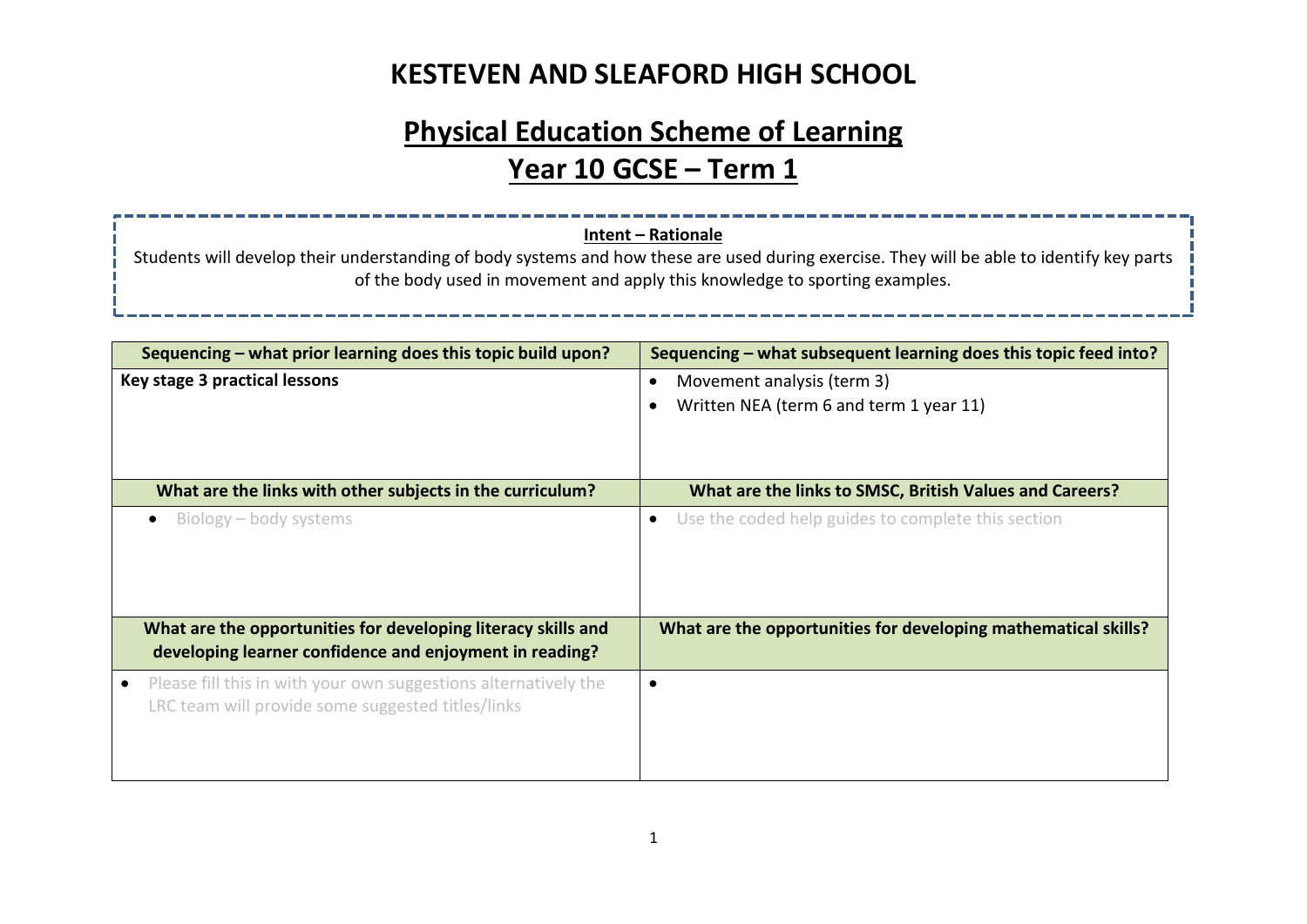# KESTEVEN AND SLEAFORD HIGH SCHOOL

## Physical Education Scheme of Learning

## Year 10 GCSE – Term 1

**Intent – Rationale**

Students will develop their understanding of body systems and how these are used during exercise. They will be able to identify key parts of the body used in movement and apply this knowledge to sporting examples.

| Sequencing – what prior learning does this topic build upon? | Sequencing – what subsequent learning does this topic feed into? |
|---|---|
| **Key stage 3 practical lessons** | • Movement analysis (term 3)<br>• Written NEA (term 6 and term 1 year 11) |
| **What are the links with other subjects in the curriculum?** | **What are the links to SMSC, British Values and Careers?** |
| • Biology – body systems | • Use the coded help guides to complete this section |
| **What are the opportunities for developing literacy skills and developing learner confidence and enjoyment in reading?** | **What are the opportunities for developing mathematical skills?** |
| • Please fill this in with your own suggestions alternatively the LRC team will provide some suggested titles/links | • |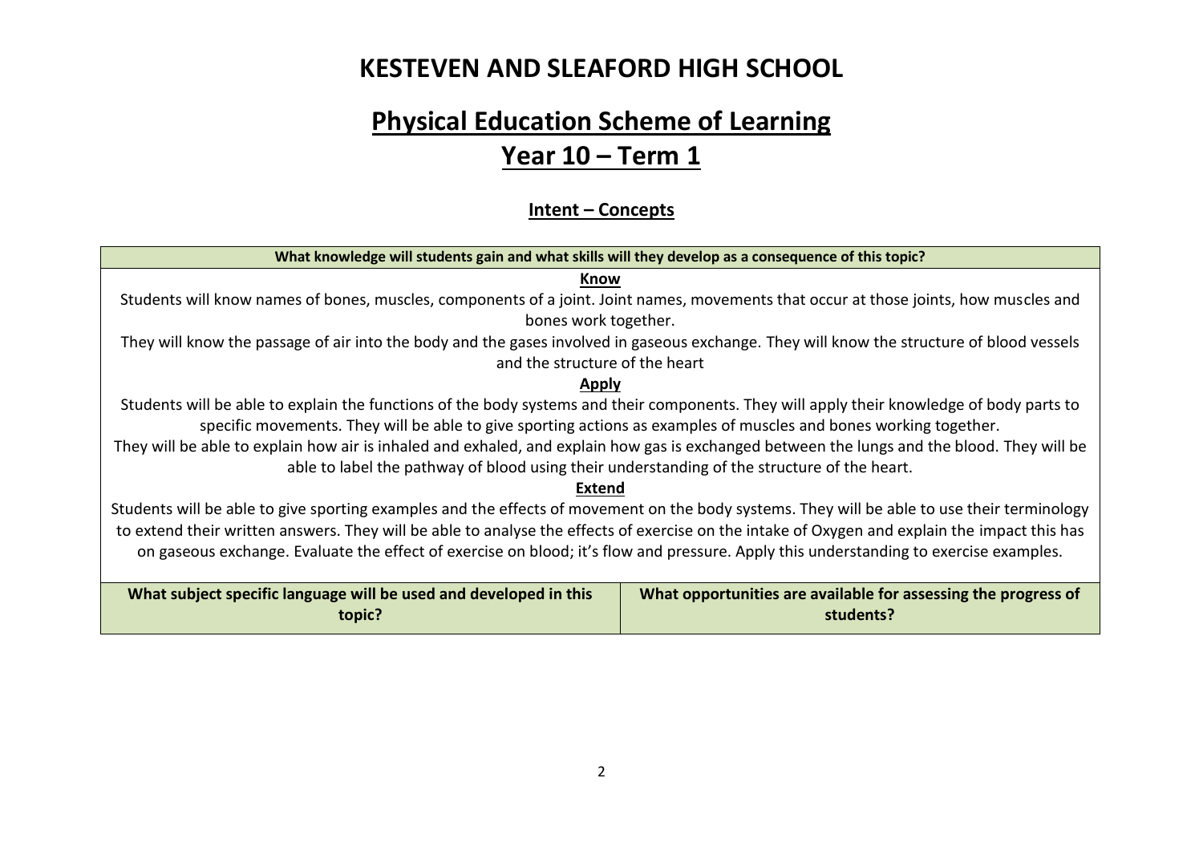# KESTEVEN AND SLEAFORD HIGH SCHOOL

## Physical Education Scheme of Learning
## Year 10 – Term 1

### Intent – Concepts

| What knowledge will students gain and what skills will they develop as a consequence of this topic? | |
|---|---|
| **Know**<br>Students will know names of bones, muscles, components of a joint. Joint names, movements that occur at those joints, how muscles and bones work together.<br>They will know the passage of air into the body and the gases involved in gaseous exchange. They will know the structure of blood vessels and the structure of the heart<br>**Apply**<br>Students will be able to explain the functions of the body systems and their components. They will apply their knowledge of body parts to specific movements. They will be able to give sporting actions as examples of muscles and bones working together.<br>They will be able to explain how air is inhaled and exhaled, and explain how gas is exchanged between the lungs and the blood. They will be able to label the pathway of blood using their understanding of the structure of the heart.<br>**Extend**<br>Students will be able to give sporting examples and the effects of movement on the body systems. They will be able to use their terminology to extend their written answers. They will be able to analyse the effects of exercise on the intake of Oxygen and explain the impact this has on gaseous exchange. Evaluate the effect of exercise on blood; it's flow and pressure. Apply this understanding to exercise examples. | |
| **What subject specific language will be used and developed in this topic?** | **What opportunities are available for assessing the progress of students?** |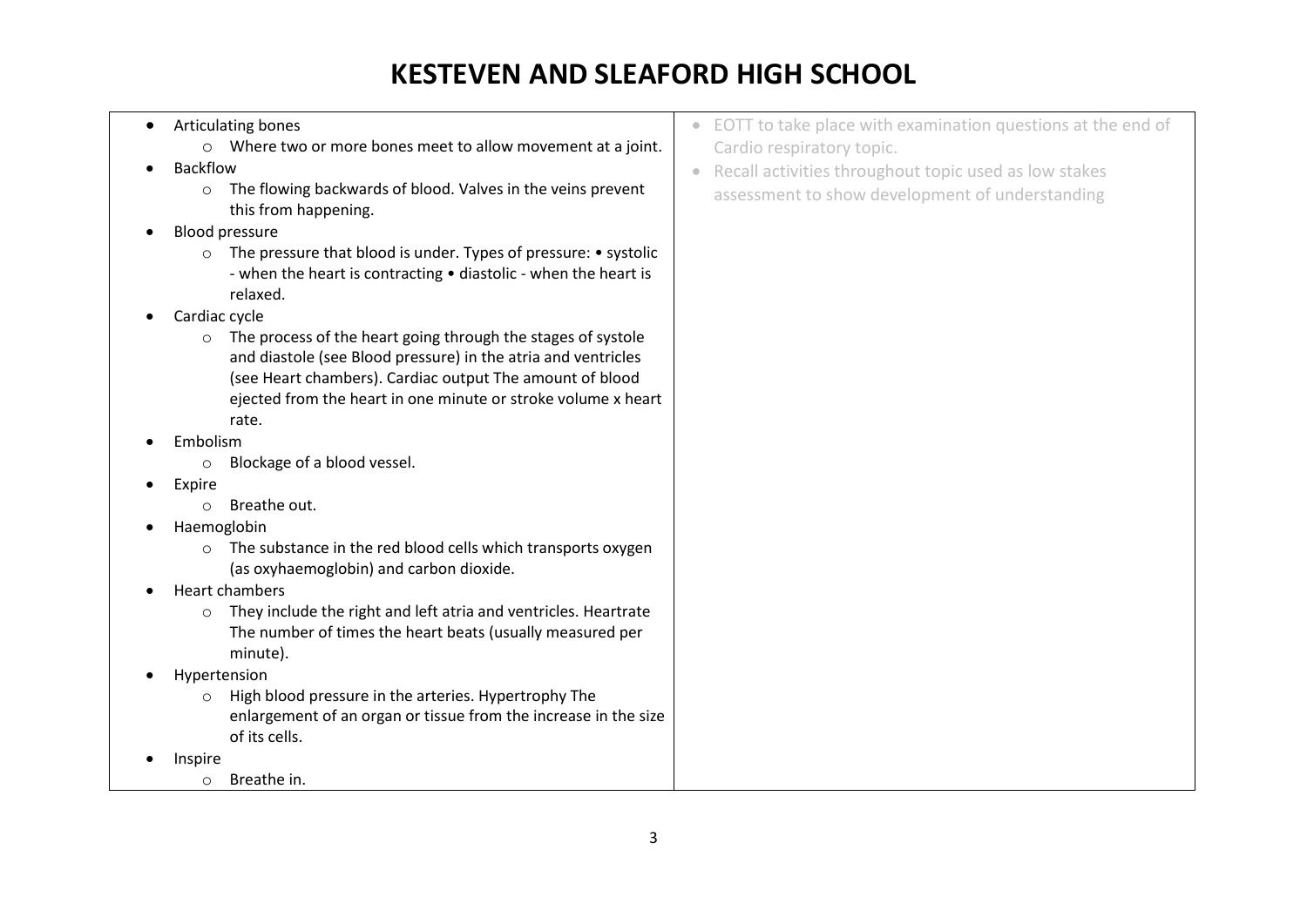# KESTEVEN AND SLEAFORD HIGH SCHOOL

| | |
|---|---|
| • Articulating bones<br>  ○ Where two or more bones meet to allow movement at a joint.<br>• Backflow<br>  ○ The flowing backwards of blood. Valves in the veins prevent this from happening.<br>• Blood pressure<br>  ○ The pressure that blood is under. Types of pressure: • systolic - when the heart is contracting • diastolic - when the heart is relaxed.<br>• Cardiac cycle<br>  ○ The process of the heart going through the stages of systole and diastole (see Blood pressure) in the atria and ventricles (see Heart chambers). Cardiac output The amount of blood ejected from the heart in one minute or stroke volume x heart rate.<br>• Embolism<br>  ○ Blockage of a blood vessel.<br>• Expire<br>  ○ Breathe out.<br>• Haemoglobin<br>  ○ The substance in the red blood cells which transports oxygen (as oxyhaemoglobin) and carbon dioxide.<br>• Heart chambers<br>  ○ They include the right and left atria and ventricles. Heartrate The number of times the heart beats (usually measured per minute).<br>• Hypertension<br>  ○ High blood pressure in the arteries. Hypertrophy The enlargement of an organ or tissue from the increase in the size of its cells.<br>• Inspire<br>  ○ Breathe in. | • EOTT to take place with examination questions at the end of Cardio respiratory topic.<br>• Recall activities throughout topic used as low stakes assessment to show development of understanding |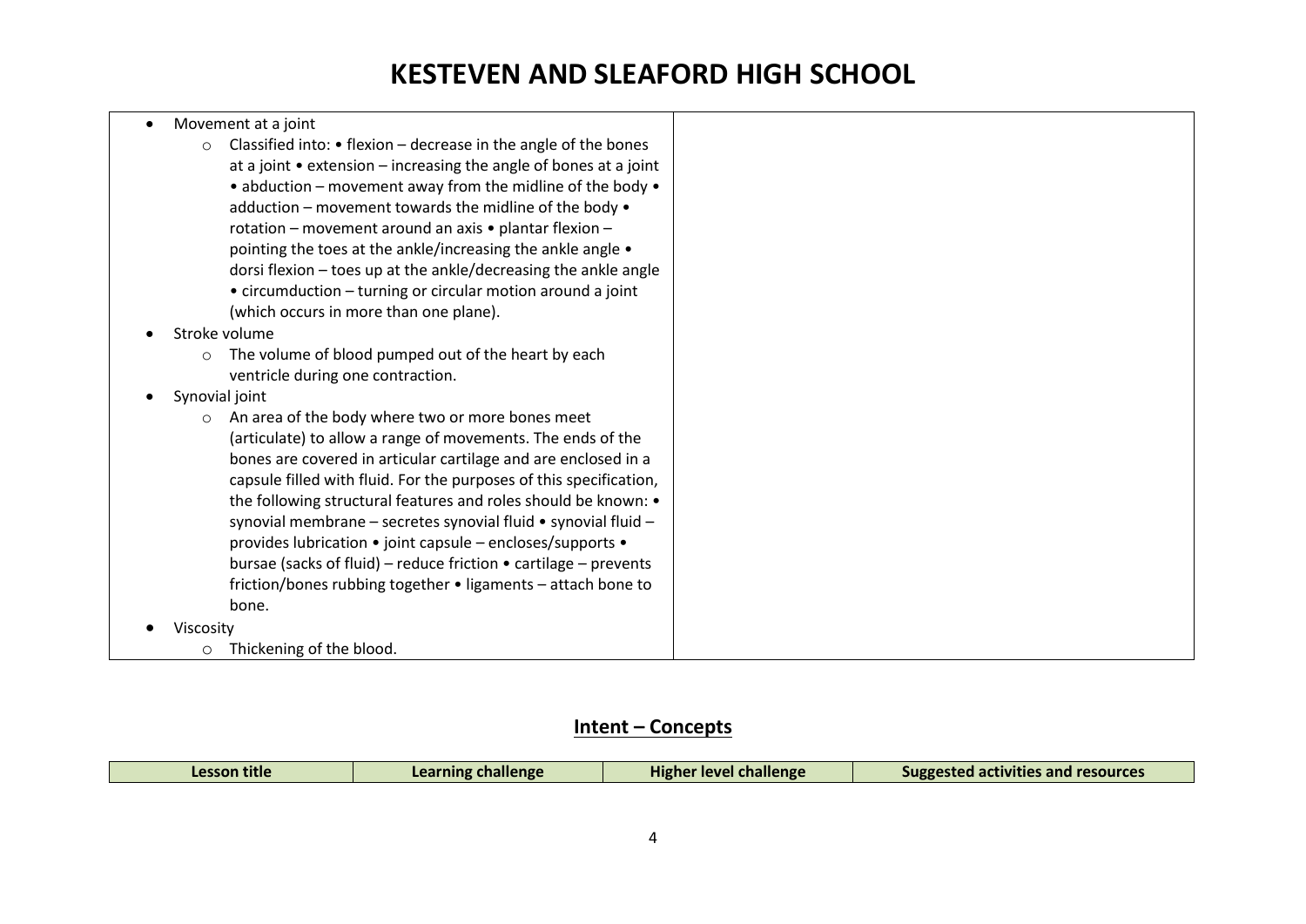| | |
|---|---|
| <ul><li>Movement at a joint<ul><li>Classified into: • flexion – decrease in the angle of the bones at a joint • extension – increasing the angle of bones at a joint • abduction – movement away from the midline of the body • adduction – movement towards the midline of the body • rotation – movement around an axis • plantar flexion – pointing the toes at the ankle/increasing the ankle angle • dorsi flexion – toes up at the ankle/decreasing the ankle angle • circumduction – turning or circular motion around a joint (which occurs in more than one plane).</li></ul></li><li>Stroke volume<ul><li>The volume of blood pumped out of the heart by each ventricle during one contraction.</li></ul></li><li>Synovial joint<ul><li>An area of the body where two or more bones meet (articulate) to allow a range of movements. The ends of the bones are covered in articular cartilage and are enclosed in a capsule filled with fluid. For the purposes of this specification, the following structural features and roles should be known: • synovial membrane – secretes synovial fluid • synovial fluid – provides lubrication • joint capsule – encloses/supports • bursae (sacks of fluid) – reduce friction • cartilage – prevents friction/bones rubbing together • ligaments – attach bone to bone.</li></ul></li><li>Viscosity<ul><li>Thickening of the blood.</li></ul></li></ul> | |

## Intent – Concepts

| Lesson title | Learning challenge | Higher level challenge | Suggested activities and resources |
|---|---|---|---|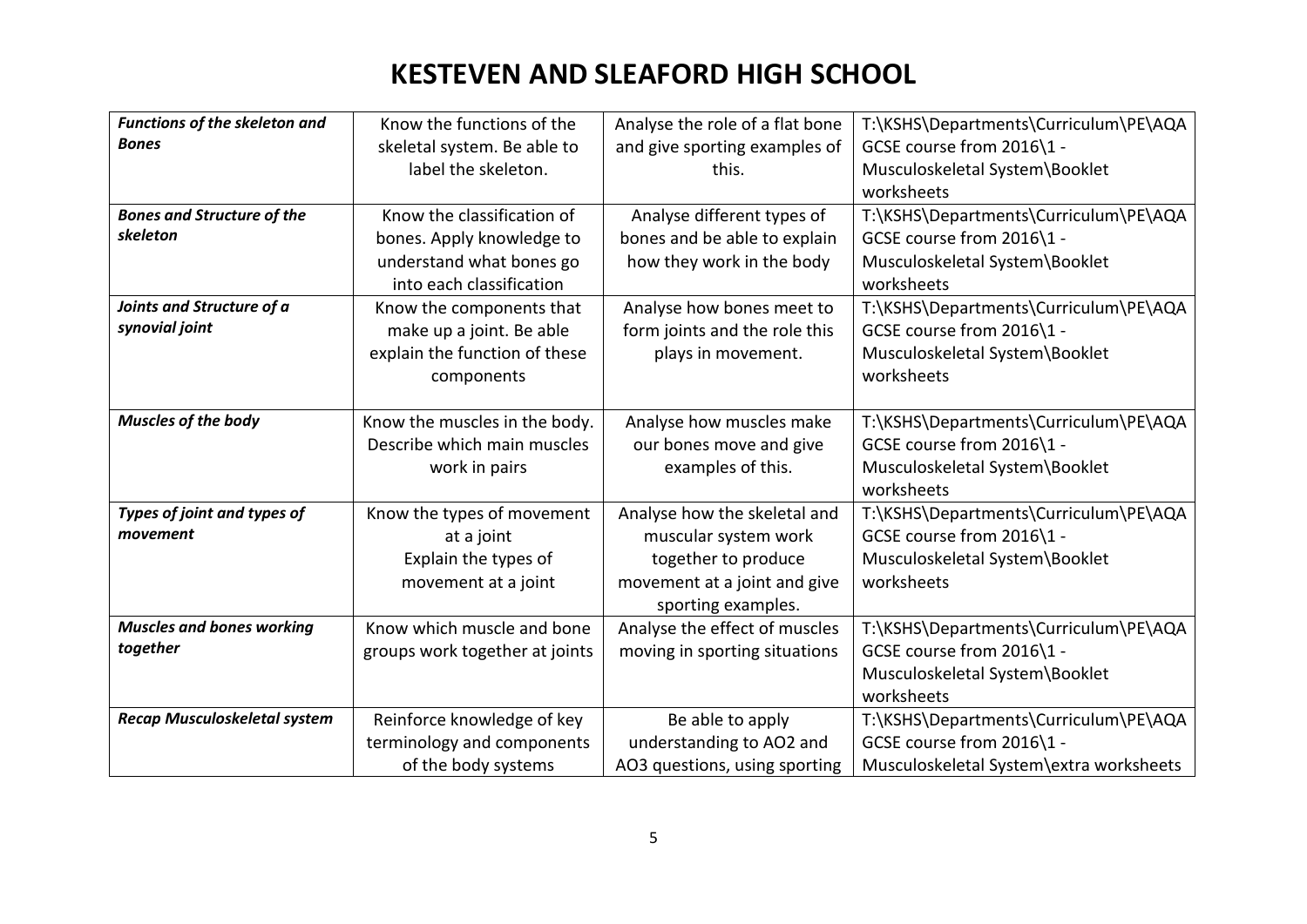# KESTEVEN AND SLEAFORD HIGH SCHOOL

| | | | |
|---|---|---|---|
| ***Functions of the skeleton and Bones*** | Know the functions of the skeletal system. Be able to label the skeleton. | Analyse the role of a flat bone and give sporting examples of this. | T:\KSHS\Departments\Curriculum\PE\AQA GCSE course from 2016\1 - Musculoskeletal System\Booklet worksheets |
| ***Bones and Structure of the skeleton*** | Know the classification of bones. Apply knowledge to understand what bones go into each classification | Analyse different types of bones and be able to explain how they work in the body | T:\KSHS\Departments\Curriculum\PE\AQA GCSE course from 2016\1 - Musculoskeletal System\Booklet worksheets |
| ***Joints and Structure of a synovial joint*** | Know the components that make up a joint. Be able explain the function of these components | Analyse how bones meet to form joints and the role this plays in movement. | T:\KSHS\Departments\Curriculum\PE\AQA GCSE course from 2016\1 - Musculoskeletal System\Booklet worksheets |
| ***Muscles of the body*** | Know the muscles in the body. Describe which main muscles work in pairs | Analyse how muscles make our bones move and give examples of this. | T:\KSHS\Departments\Curriculum\PE\AQA GCSE course from 2016\1 - Musculoskeletal System\Booklet worksheets |
| ***Types of joint and types of movement*** | Know the types of movement at a joint<br>Explain the types of movement at a joint | Analyse how the skeletal and muscular system work together to produce movement at a joint and give sporting examples. | T:\KSHS\Departments\Curriculum\PE\AQA GCSE course from 2016\1 - Musculoskeletal System\Booklet worksheets |
| ***Muscles and bones working together*** | Know which muscle and bone groups work together at joints | Analyse the effect of muscles moving in sporting situations | T:\KSHS\Departments\Curriculum\PE\AQA GCSE course from 2016\1 - Musculoskeletal System\Booklet worksheets |
| ***Recap Musculoskeletal system*** | Reinforce knowledge of key terminology and components of the body systems | Be able to apply understanding to AO2 and AO3 questions, using sporting | T:\KSHS\Departments\Curriculum\PE\AQA GCSE course from 2016\1 - Musculoskeletal System\extra worksheets |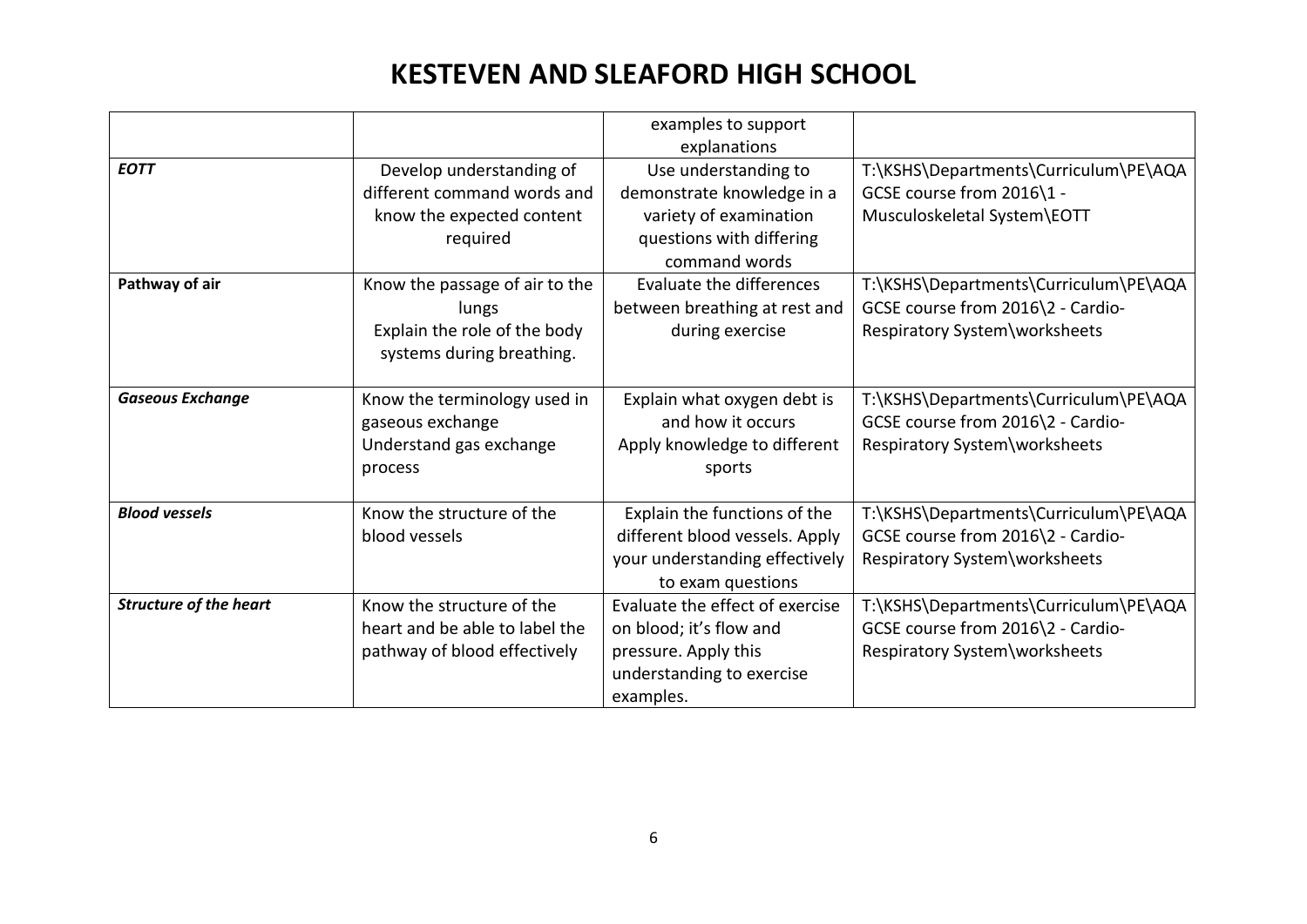# KESTEVEN AND SLEAFORD HIGH SCHOOL

| | | | |
|---|---|---|---|
| | | examples to support explanations | |
| ***EOTT*** | Develop understanding of different command words and know the expected content required | Use understanding to demonstrate knowledge in a variety of examination questions with differing command words | T:\KSHS\Departments\Curriculum\PE\AQA GCSE course from 2016\1 - Musculoskeletal System\EOTT |
| **Pathway of air** | Know the passage of air to the lungs<br>Explain the role of the body systems during breathing. | Evaluate the differences between breathing at rest and during exercise | T:\KSHS\Departments\Curriculum\PE\AQA GCSE course from 2016\2 - Cardio-Respiratory System\worksheets |
| ***Gaseous Exchange*** | Know the terminology used in gaseous exchange<br>Understand gas exchange process | Explain what oxygen debt is and how it occurs<br>Apply knowledge to different sports | T:\KSHS\Departments\Curriculum\PE\AQA GCSE course from 2016\2 - Cardio-Respiratory System\worksheets |
| ***Blood vessels*** | Know the structure of the blood vessels | Explain the functions of the different blood vessels. Apply your understanding effectively to exam questions | T:\KSHS\Departments\Curriculum\PE\AQA GCSE course from 2016\2 - Cardio-Respiratory System\worksheets |
| ***Structure of the heart*** | Know the structure of the heart and be able to label the pathway of blood effectively | Evaluate the effect of exercise on blood; it's flow and pressure. Apply this understanding to exercise examples. | T:\KSHS\Departments\Curriculum\PE\AQA GCSE course from 2016\2 - Cardio-Respiratory System\worksheets |